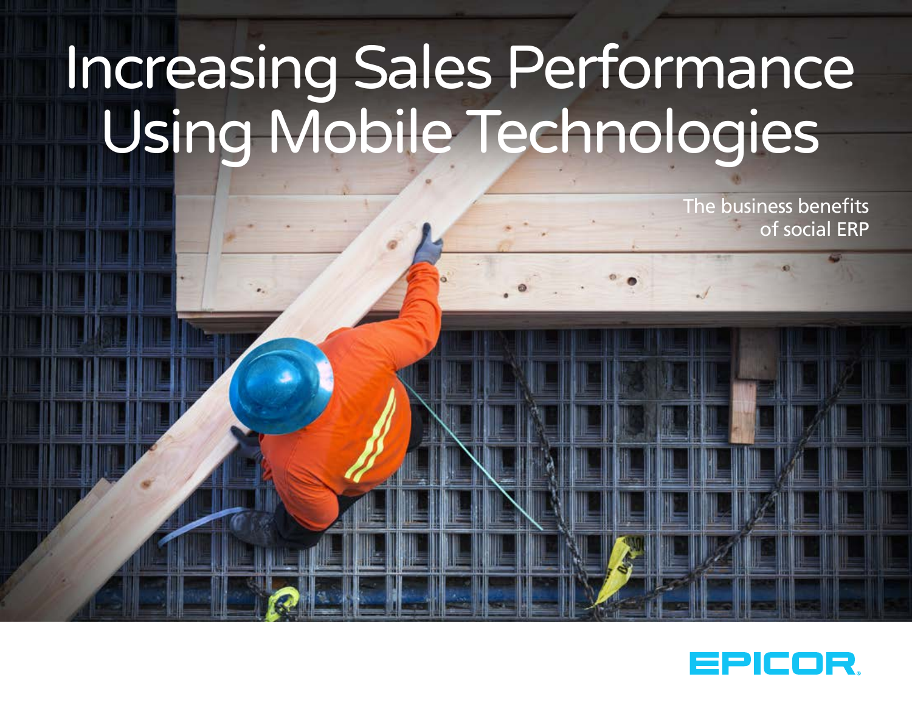# Increasing Sales Performance Using Mobile Technologies

The business benefits of social ERP

EPICOR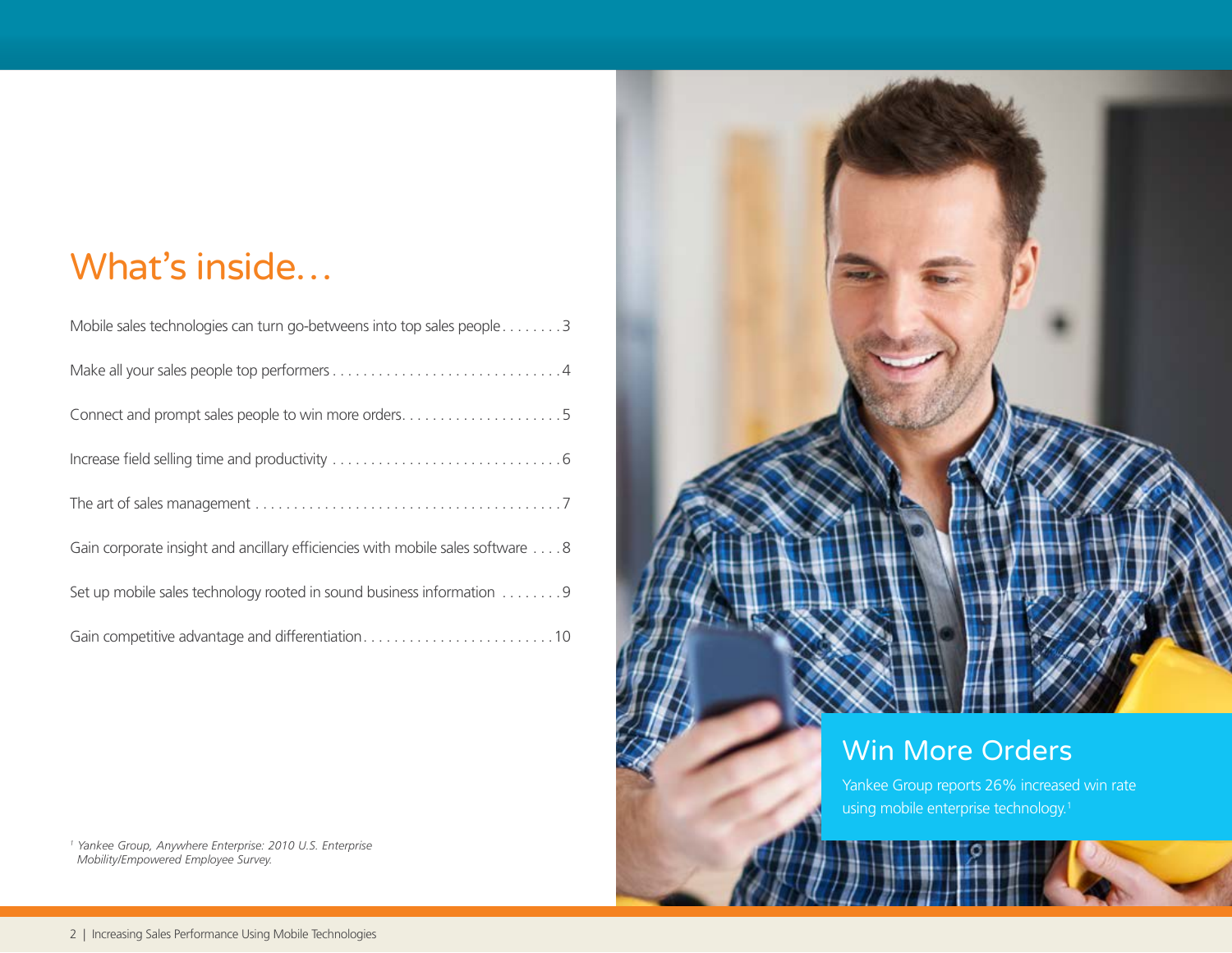# What's inside…

Mobile sales technologies can turn go-betweens into top sales people . . . . . . . . 3

Make all your sales people top performers . . . . . . . . . . . . . . . . . . . . . . . . . . . . . . 4

Connect and prompt sales people to win more orders. . . . . . . . . . . . . . . . . . . . . 5

Increase field selling time and productivity . . . . . . . . . . . . . . . . . . . . . . . . . . . . . . 6

The art of sales management . . . . . . . . . . . . . . . . . . . . . . . . . . . . . . . . . . . . . . . 7

Gain corporate insight and ancillary efficiencies with mobile sales software . . . . 8

Set up mobile sales technology rooted in sound business information . . . . . . . . 9

Gain competitive advantage and differentiation . . . . . . . . . . . . . . . . . . . . . . . . . 10

## Win More Orders

Yankee Group reports 26% increased win rate using mobile enterprise technology.[1]

[1] *Yankee Group, Anywhere Enterprise: 2010 U.S. Enterprise Mobility/Empowered Employee Survey.*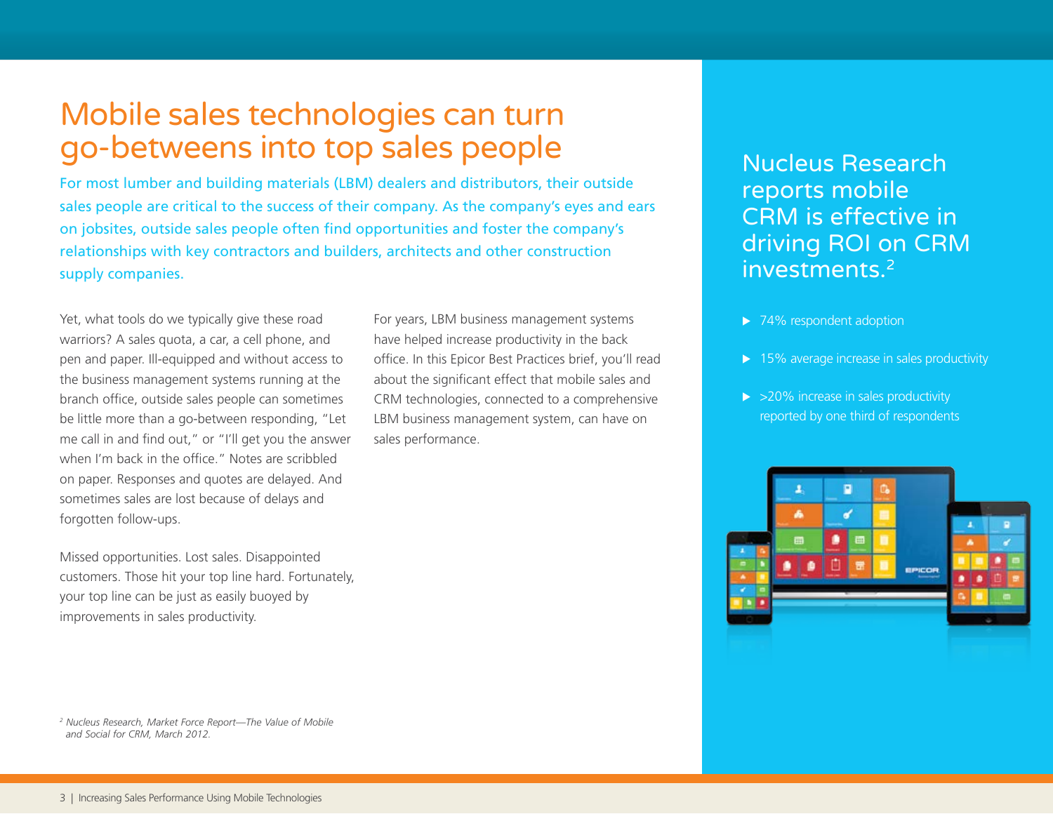# Mobile sales technologies can turn go-betweens into top sales people

For most lumber and building materials (LBM) dealers and distributors, their outside sales people are critical to the success of their company. As the company's eyes and ears on jobsites, outside sales people often find opportunities and foster the company's relationships with key contractors and builders, architects and other construction supply companies.

Yet, what tools do we typically give these road warriors? A sales quota, a car, a cell phone, and pen and paper. Ill-equipped and without access to the business management systems running at the branch office, outside sales people can sometimes be little more than a go-between responding, "Let me call in and find out," or "I'll get you the answer when I'm back in the office." Notes are scribbled on paper. Responses and quotes are delayed. And sometimes sales are lost because of delays and forgotten follow-ups.

Missed opportunities. Lost sales. Disappointed customers. Those hit your top line hard. Fortunately, your top line can be just as easily buoyed by improvements in sales productivity.

For years, LBM business management systems have helped increase productivity in the back office. In this Epicor Best Practices brief, you'll read about the significant effect that mobile sales and CRM technologies, connected to a comprehensive LBM business management system, can have on sales performance.

## Nucleus Research reports mobile CRM is effective in driving ROI on CRM investments.[2]

- 74% respondent adoption
- 15% average increase in sales productivity
- >20% increase in sales productivity reported by one third of respondents

[2] *Nucleus Research, Market Force Report—The Value of Mobile and Social for CRM, March 2012.*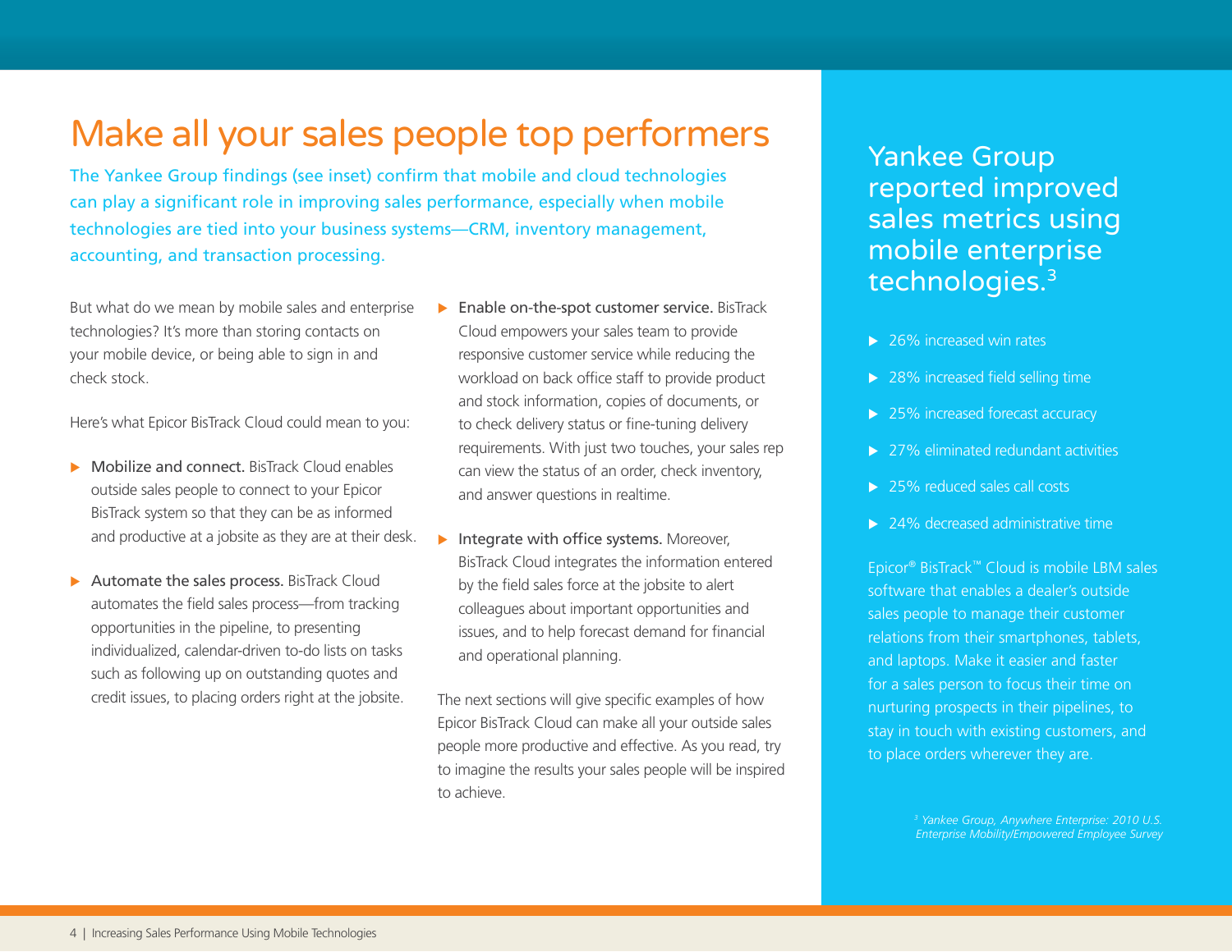# Make all your sales people top performers

The Yankee Group findings (see inset) confirm that mobile and cloud technologies can play a significant role in improving sales performance, especially when mobile technologies are tied into your business systems—CRM, inventory management, accounting, and transaction processing.

But what do we mean by mobile sales and enterprise technologies? It's more than storing contacts on your mobile device, or being able to sign in and check stock.

Here's what Epicor BisTrack Cloud could mean to you:

- **Mobilize and connect.** BisTrack Cloud enables outside sales people to connect to your Epicor BisTrack system so that they can be as informed and productive at a jobsite as they are at their desk.
- **Automate the sales process.** BisTrack Cloud automates the field sales process—from tracking opportunities in the pipeline, to presenting individualized, calendar-driven to-do lists on tasks such as following up on outstanding quotes and credit issues, to placing orders right at the jobsite.
- **Enable on-the-spot customer service.** BisTrack Cloud empowers your sales team to provide responsive customer service while reducing the workload on back office staff to provide product and stock information, copies of documents, or to check delivery status or fine-tuning delivery requirements. With just two touches, your sales rep can view the status of an order, check inventory, and answer questions in realtime.
- **Integrate with office systems.** Moreover, BisTrack Cloud integrates the information entered by the field sales force at the jobsite to alert colleagues about important opportunities and issues, and to help forecast demand for financial and operational planning.

The next sections will give specific examples of how Epicor BisTrack Cloud can make all your outside sales people more productive and effective. As you read, try to imagine the results your sales people will be inspired to achieve.

## Yankee Group reported improved sales metrics using mobile enterprise technologies.[3]

- 26% increased win rates
- 28% increased field selling time
- 25% increased forecast accuracy
- 27% eliminated redundant activities
- 25% reduced sales call costs
- 24% decreased administrative time

Epicor® BisTrack™ Cloud is mobile LBM sales software that enables a dealer's outside sales people to manage their customer relations from their smartphones, tablets, and laptops. Make it easier and faster for a sales person to focus their time on nurturing prospects in their pipelines, to stay in touch with existing customers, and to place orders wherever they are.

*[3] Yankee Group, Anywhere Enterprise: 2010 U.S. Enterprise Mobility/Empowered Employee Survey*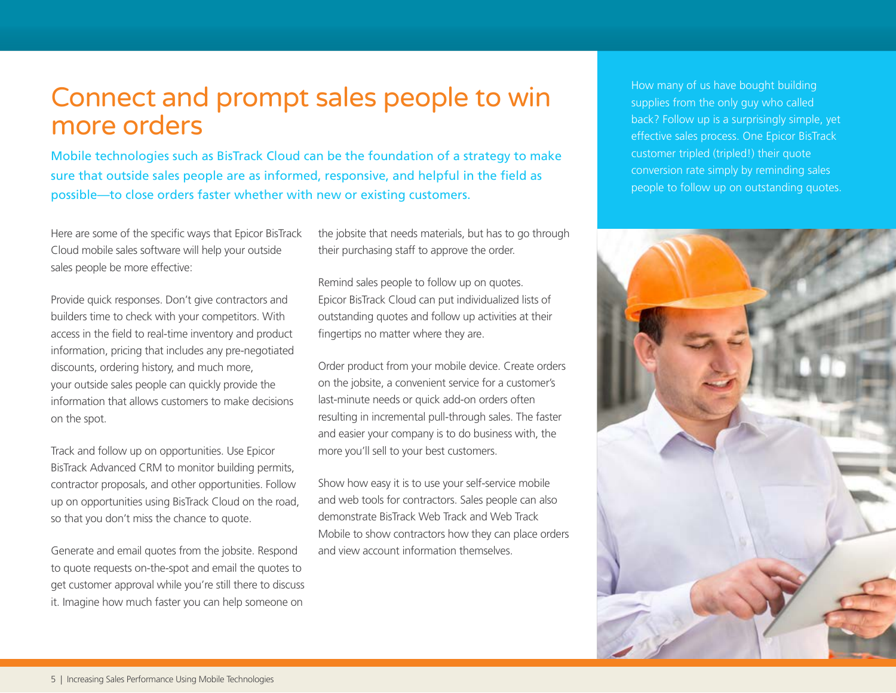# Connect and prompt sales people to win more orders

Mobile technologies such as BisTrack Cloud can be the foundation of a strategy to make sure that outside sales people are as informed, responsive, and helpful in the field as possible—to close orders faster whether with new or existing customers.

Here are some of the specific ways that Epicor BisTrack Cloud mobile sales software will help your outside sales people be more effective:

Provide quick responses. Don't give contractors and builders time to check with your competitors. With access in the field to real-time inventory and product information, pricing that includes any pre-negotiated discounts, ordering history, and much more, your outside sales people can quickly provide the information that allows customers to make decisions on the spot.

Track and follow up on opportunities. Use Epicor BisTrack Advanced CRM to monitor building permits, contractor proposals, and other opportunities. Follow up on opportunities using BisTrack Cloud on the road, so that you don't miss the chance to quote.

Generate and email quotes from the jobsite. Respond to quote requests on-the-spot and email the quotes to get customer approval while you're still there to discuss it. Imagine how much faster you can help someone on the jobsite that needs materials, but has to go through their purchasing staff to approve the order.

Remind sales people to follow up on quotes. Epicor BisTrack Cloud can put individualized lists of outstanding quotes and follow up activities at their fingertips no matter where they are.

Order product from your mobile device. Create orders on the jobsite, a convenient service for a customer's last-minute needs or quick add-on orders often resulting in incremental pull-through sales. The faster and easier your company is to do business with, the more you'll sell to your best customers.

Show how easy it is to use your self-service mobile and web tools for contractors. Sales people can also demonstrate BisTrack Web Track and Web Track Mobile to show contractors how they can place orders and view account information themselves.

How many of us have bought building supplies from the only guy who called back? Follow up is a surprisingly simple, yet effective sales process. One Epicor BisTrack customer tripled (tripled!) their quote conversion rate simply by reminding sales people to follow up on outstanding quotes.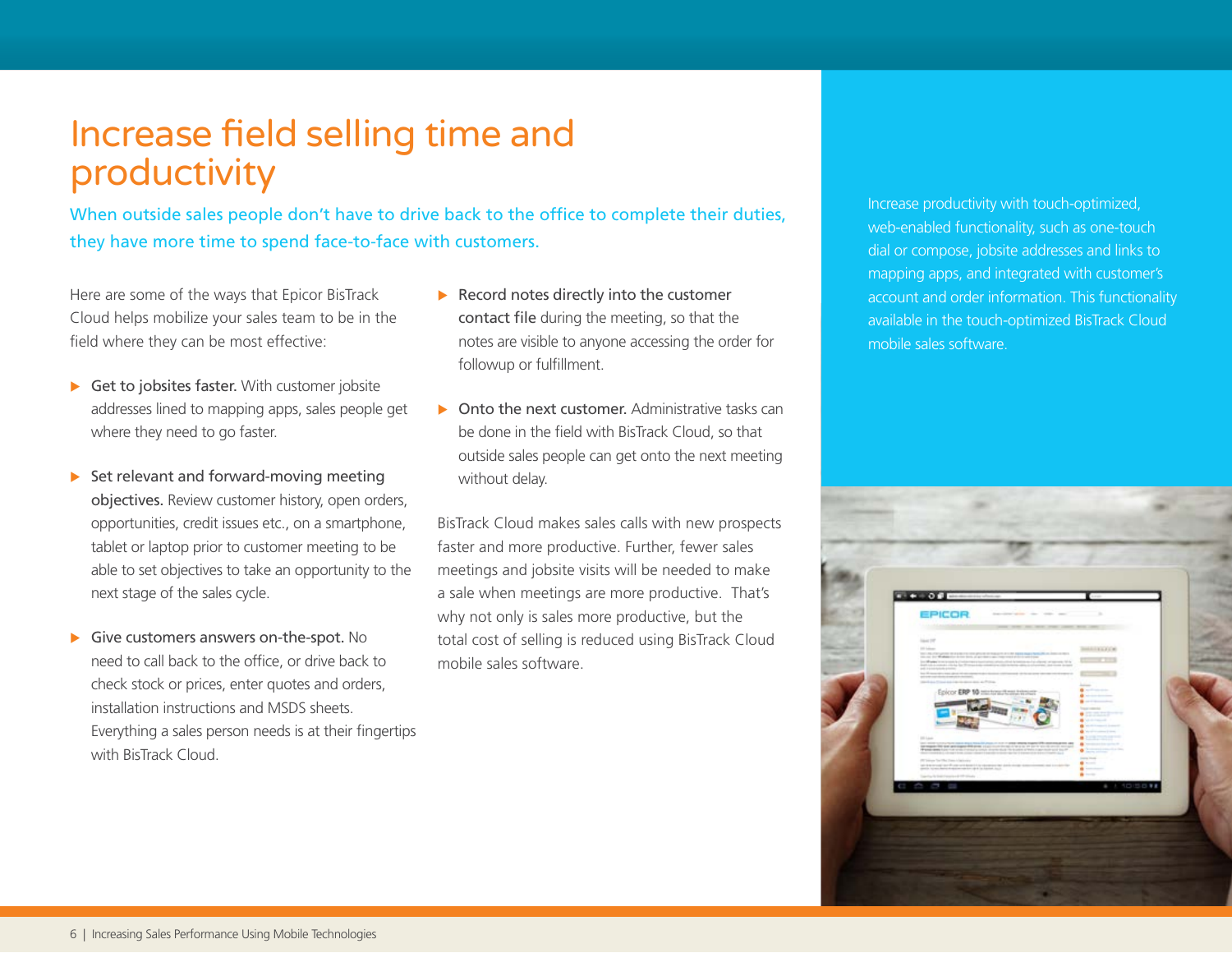# Increase field selling time and productivity

When outside sales people don't have to drive back to the office to complete their duties, they have more time to spend face-to-face with customers.

Here are some of the ways that Epicor BisTrack Cloud helps mobilize your sales team to be in the field where they can be most effective:

- **Get to jobsites faster.** With customer jobsite addresses lined to mapping apps, sales people get where they need to go faster.
- **Set relevant and forward-moving meeting objectives.** Review customer history, open orders, opportunities, credit issues etc., on a smartphone, tablet or laptop prior to customer meeting to be able to set objectives to take an opportunity to the next stage of the sales cycle.
- **Give customers answers on-the-spot.** No need to call back to the office, or drive back to check stock or prices, enter quotes and orders, installation instructions and MSDS sheets. Everything a sales person needs is at their fingertips with BisTrack Cloud.
- **Record notes directly into the customer contact file** during the meeting, so that the notes are visible to anyone accessing the order for followup or fulfillment.
- **Onto the next customer.** Administrative tasks can be done in the field with BisTrack Cloud, so that outside sales people can get onto the next meeting without delay.

BisTrack Cloud makes sales calls with new prospects faster and more productive. Further, fewer sales meetings and jobsite visits will be needed to make a sale when meetings are more productive. That's why not only is sales more productive, but the total cost of selling is reduced using BisTrack Cloud mobile sales software.

Increase productivity with touch-optimized, web-enabled functionality, such as one-touch dial or compose, jobsite addresses and links to mapping apps, and integrated with customer's account and order information. This functionality available in the touch-optimized BisTrack Cloud mobile sales software.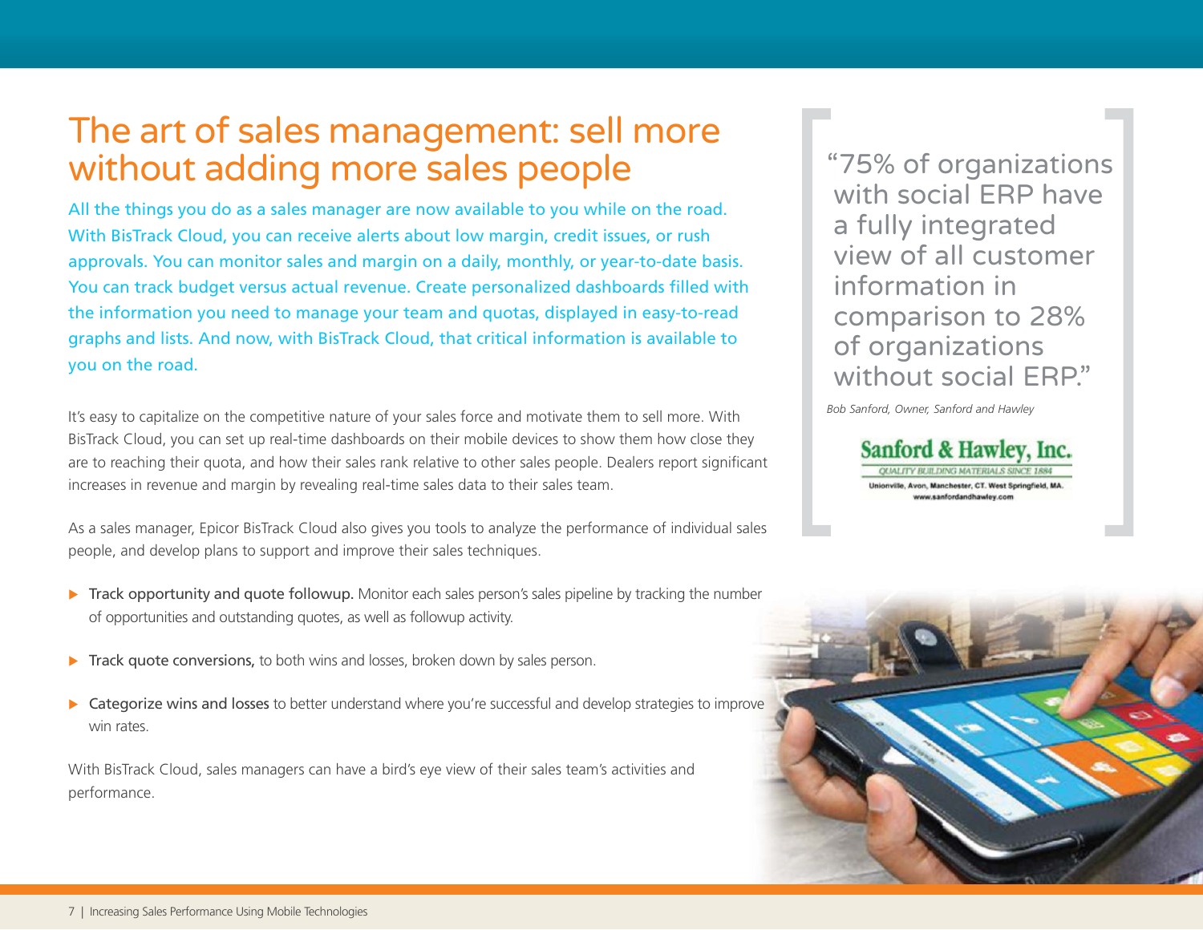# The art of sales management: sell more without adding more sales people

All the things you do as a sales manager are now available to you while on the road. With BisTrack Cloud, you can receive alerts about low margin, credit issues, or rush approvals. You can monitor sales and margin on a daily, monthly, or year-to-date basis. You can track budget versus actual revenue. Create personalized dashboards filled with the information you need to manage your team and quotas, displayed in easy-to-read graphs and lists. And now, with BisTrack Cloud, that critical information is available to you on the road.

It's easy to capitalize on the competitive nature of your sales force and motivate them to sell more. With BisTrack Cloud, you can set up real-time dashboards on their mobile devices to show them how close they are to reaching their quota, and how their sales rank relative to other sales people. Dealers report significant increases in revenue and margin by revealing real-time sales data to their sales team.

As a sales manager, Epicor BisTrack Cloud also gives you tools to analyze the performance of individual sales people, and develop plans to support and improve their sales techniques.

- **Track opportunity and quote followup.** Monitor each sales person's sales pipeline by tracking the number of opportunities and outstanding quotes, as well as followup activity.
- **Track quote conversions,** to both wins and losses, broken down by sales person.
- **Categorize wins and losses** to better understand where you're successful and develop strategies to improve win rates.

With BisTrack Cloud, sales managers can have a bird's eye view of their sales team's activities and performance.

> "75% of organizations with social ERP have a fully integrated view of all customer information in comparison to 28% of organizations without social ERP."
>
> *Bob Sanford, Owner, Sanford and Hawley*

Sanford & Hawley, Inc.
QUALITY BUILDING MATERIALS SINCE 1884
Unionville, Avon, Manchester, CT. West Springfield, MA.
www.sanfordandhawley.com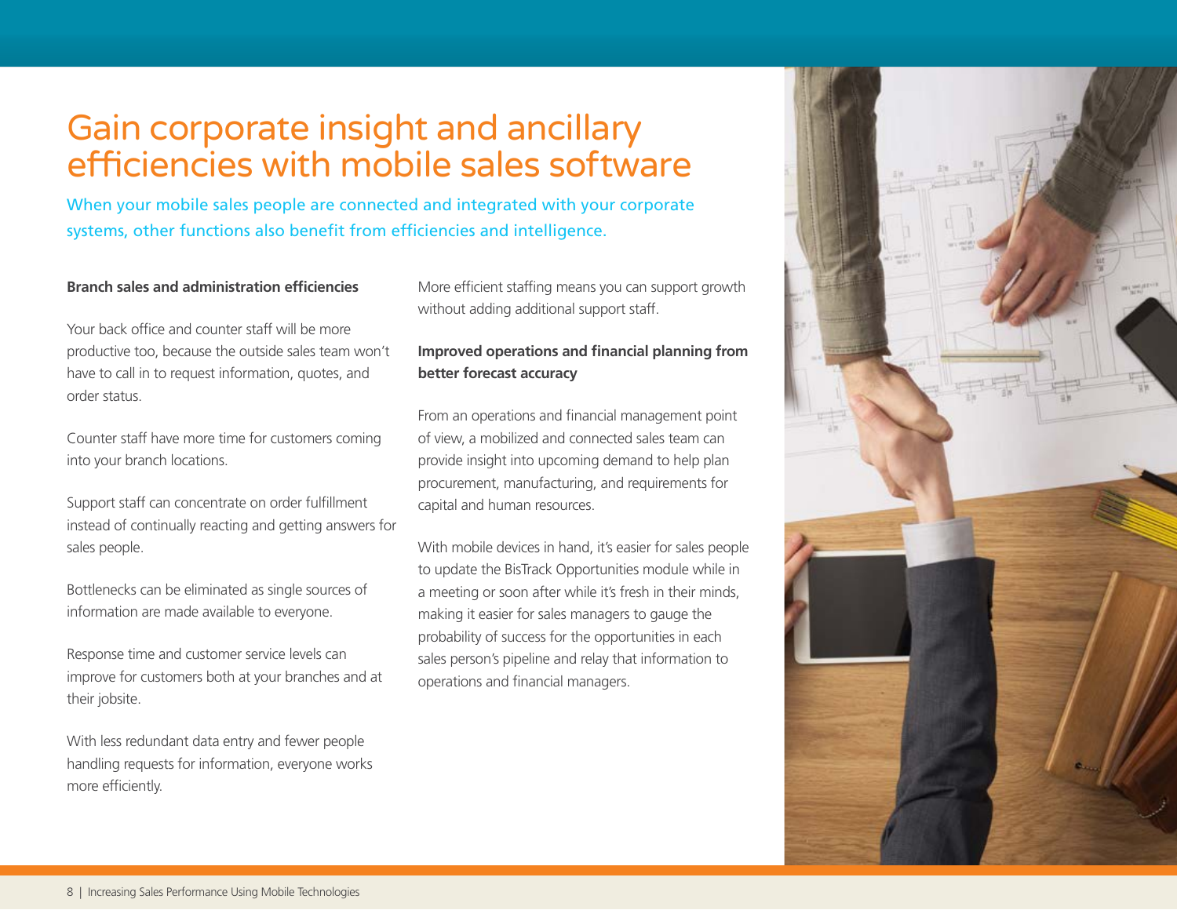# Gain corporate insight and ancillary efficiencies with mobile sales software

When your mobile sales people are connected and integrated with your corporate systems, other functions also benefit from efficiencies and intelligence.

**Branch sales and administration efficiencies**

Your back office and counter staff will be more productive too, because the outside sales team won't have to call in to request information, quotes, and order status.

Counter staff have more time for customers coming into your branch locations.

Support staff can concentrate on order fulfillment instead of continually reacting and getting answers for sales people.

Bottlenecks can be eliminated as single sources of information are made available to everyone.

Response time and customer service levels can improve for customers both at your branches and at their jobsite.

With less redundant data entry and fewer people handling requests for information, everyone works more efficiently.

More efficient staffing means you can support growth without adding additional support staff.

**Improved operations and financial planning from better forecast accuracy**

From an operations and financial management point of view, a mobilized and connected sales team can provide insight into upcoming demand to help plan procurement, manufacturing, and requirements for capital and human resources.

With mobile devices in hand, it's easier for sales people to update the BisTrack Opportunities module while in a meeting or soon after while it's fresh in their minds, making it easier for sales managers to gauge the probability of success for the opportunities in each sales person's pipeline and relay that information to operations and financial managers.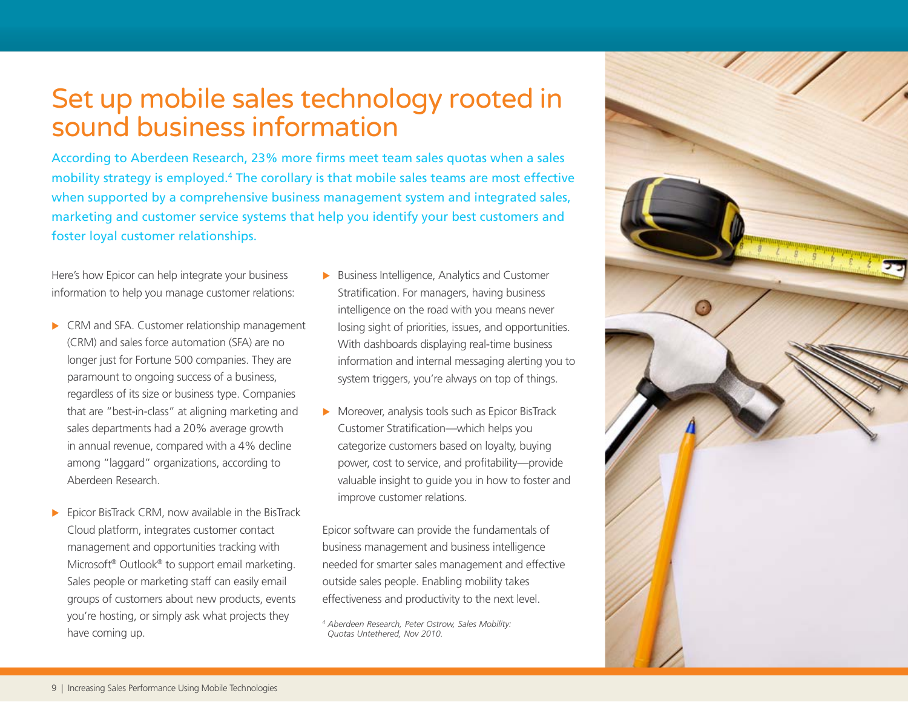# Set up mobile sales technology rooted in sound business information

According to Aberdeen Research, 23% more firms meet team sales quotas when a sales mobility strategy is employed.[4] The corollary is that mobile sales teams are most effective when supported by a comprehensive business management system and integrated sales, marketing and customer service systems that help you identify your best customers and foster loyal customer relationships.

Here's how Epicor can help integrate your business information to help you manage customer relations:

- CRM and SFA. Customer relationship management (CRM) and sales force automation (SFA) are no longer just for Fortune 500 companies. They are paramount to ongoing success of a business, regardless of its size or business type. Companies that are "best-in-class" at aligning marketing and sales departments had a 20% average growth in annual revenue, compared with a 4% decline among "laggard" organizations, according to Aberdeen Research.

- Epicor BisTrack CRM, now available in the BisTrack Cloud platform, integrates customer contact management and opportunities tracking with Microsoft® Outlook® to support email marketing. Sales people or marketing staff can easily email groups of customers about new products, events you're hosting, or simply ask what projects they have coming up.

- Business Intelligence, Analytics and Customer Stratification. For managers, having business intelligence on the road with you means never losing sight of priorities, issues, and opportunities. With dashboards displaying real-time business information and internal messaging alerting you to system triggers, you're always on top of things.

- Moreover, analysis tools such as Epicor BisTrack Customer Stratification—which helps you categorize customers based on loyalty, buying power, cost to service, and profitability—provide valuable insight to guide you in how to foster and improve customer relations.

Epicor software can provide the fundamentals of business management and business intelligence needed for smarter sales management and effective outside sales people. Enabling mobility takes effectiveness and productivity to the next level.

*[4] Aberdeen Research, Peter Ostrow, Sales Mobility: Quotas Untethered, Nov 2010.*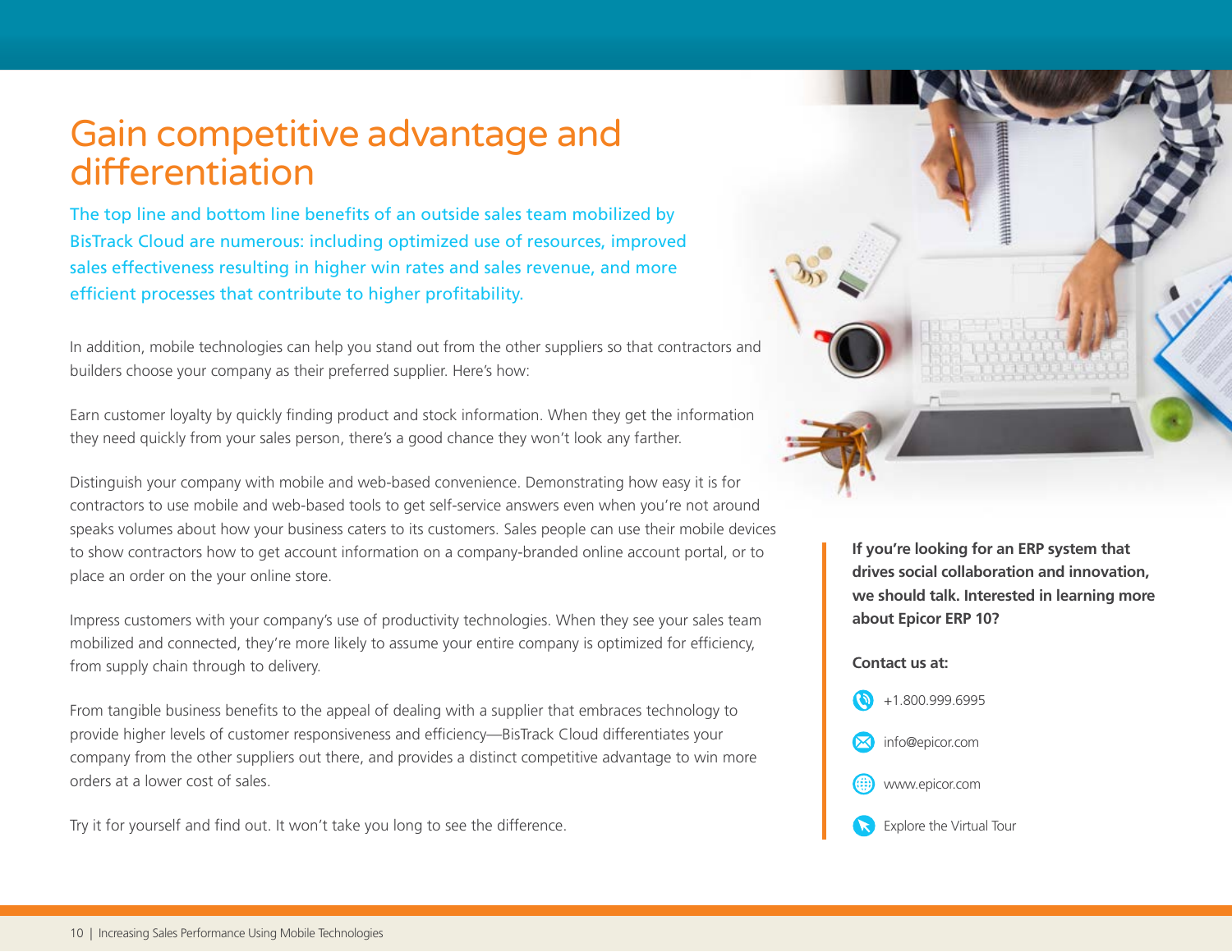# Gain competitive advantage and differentiation

The top line and bottom line benefits of an outside sales team mobilized by BisTrack Cloud are numerous: including optimized use of resources, improved sales effectiveness resulting in higher win rates and sales revenue, and more efficient processes that contribute to higher profitability.

In addition, mobile technologies can help you stand out from the other suppliers so that contractors and builders choose your company as their preferred supplier. Here's how:

Earn customer loyalty by quickly finding product and stock information. When they get the information they need quickly from your sales person, there's a good chance they won't look any farther.

Distinguish your company with mobile and web-based convenience. Demonstrating how easy it is for contractors to use mobile and web-based tools to get self-service answers even when you're not around speaks volumes about how your business caters to its customers. Sales people can use their mobile devices to show contractors how to get account information on a company-branded online account portal, or to place an order on the your online store.

Impress customers with your company's use of productivity technologies. When they see your sales team mobilized and connected, they're more likely to assume your entire company is optimized for efficiency, from supply chain through to delivery.

From tangible business benefits to the appeal of dealing with a supplier that embraces technology to provide higher levels of customer responsiveness and efficiency—BisTrack Cloud differentiates your company from the other suppliers out there, and provides a distinct competitive advantage to win more orders at a lower cost of sales.

Try it for yourself and find out. It won't take you long to see the difference.

**If you're looking for an ERP system that drives social collaboration and innovation, we should talk. Interested in learning more about Epicor ERP 10?**

**Contact us at:**

+1.800.999.6995

info@epicor.com

www.epicor.com

Explore the Virtual Tour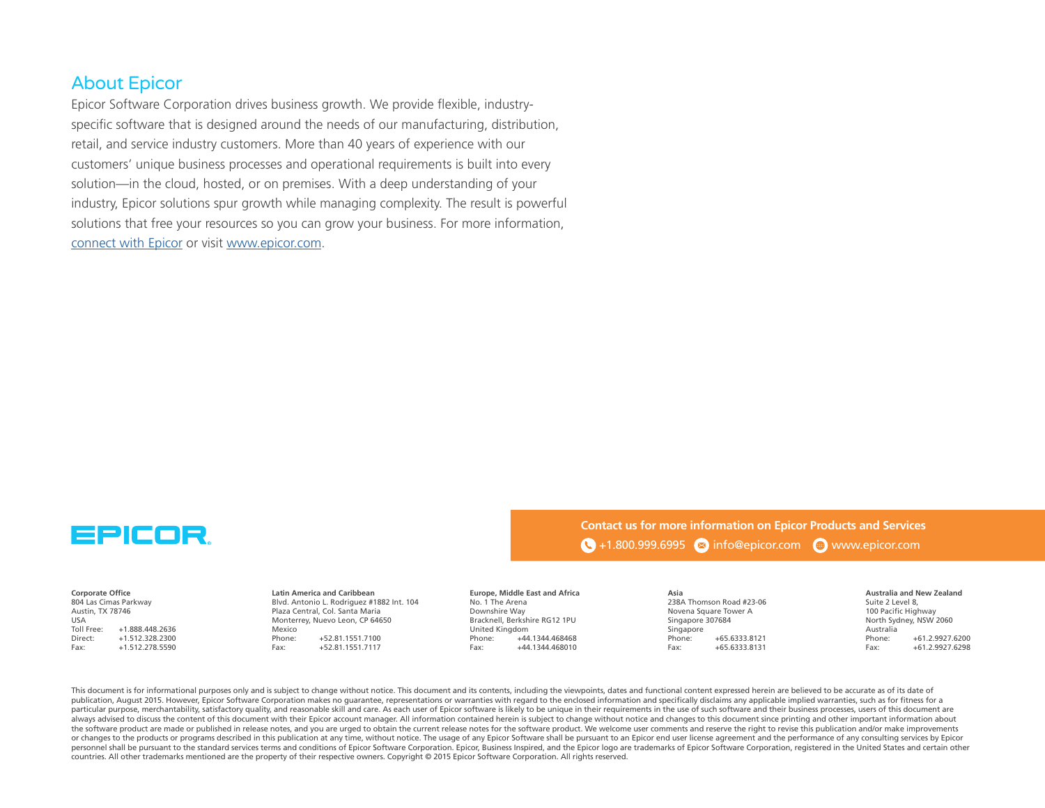## About Epicor

Epicor Software Corporation drives business growth. We provide flexible, industry-specific software that is designed around the needs of our manufacturing, distribution, retail, and service industry customers. More than 40 years of experience with our customers' unique business processes and operational requirements is built into every solution—in the cloud, hosted, or on premises. With a deep understanding of your industry, Epicor solutions spur growth while managing complexity. The result is powerful solutions that free your resources so you can grow your business. For more information, connect with Epicor or visit www.epicor.com.

EPICOR

**Contact us for more information on Epicor Products and Services**

+1.800.999.6995 info@epicor.com www.epicor.com

**Corporate Office**
804 Las Cimas Parkway
Austin, TX 78746
USA
Toll Free: +1.888.448.2636
Direct: +1.512.328.2300
Fax: +1.512.278.5590

**Latin America and Caribbean**
Blvd. Antonio L. Rodriguez #1882 Int. 104
Plaza Central, Col. Santa Maria
Monterrey, Nuevo Leon, CP 64650
Mexico
Phone: +52.81.1551.7100
Fax: +52.81.1551.7117

**Europe, Middle East and Africa**
No. 1 The Arena
Downshire Way
Bracknell, Berkshire RG12 1PU
United Kingdom
Phone: +44.1344.468468
Fax: +44.1344.468010

**Asia**
238A Thomson Road #23-06
Novena Square Tower A
Singapore 307684
Singapore
Phone: +65.6333.8121
Fax: +65.6333.8131

**Australia and New Zealand**
Suite 2 Level 8,
100 Pacific Highway
North Sydney, NSW 2060
Australia
Phone: +61.2.9927.6200
Fax: +61.2.9927.6298

This document is for informational purposes only and is subject to change without notice. This document and its contents, including the viewpoints, dates and functional content expressed herein are believed to be accurate as of its date of publication, August 2015. However, Epicor Software Corporation makes no guarantee, representations or warranties with regard to the enclosed information and specifically disclaims any applicable implied warranties, such as for fitness for a particular purpose, merchantability, satisfactory quality, and reasonable skill and care. As each user of Epicor software is likely to be unique in their requirements in the use of such software and their business processes, users of this document are always advised to discuss the content of this document with their Epicor account manager. All information contained herein is subject to change without notice and changes to this document since printing and other important information about the software product are made or published in release notes, and you are urged to obtain the current release notes for the software product. We welcome user comments and reserve the right to revise this publication and/or make improvements or changes to the products or programs described in this publication at any time, without notice. The usage of any Epicor Software shall be pursuant to an Epicor end user license agreement and the performance of any consulting services by Epicor personnel shall be pursuant to the standard services terms and conditions of Epicor Software Corporation. Epicor, Business Inspired, and the Epicor logo are trademarks of Epicor Software Corporation, registered in the United States and certain other countries. All other trademarks mentioned are the property of their respective owners. Copyright © 2015 Epicor Software Corporation. All rights reserved.